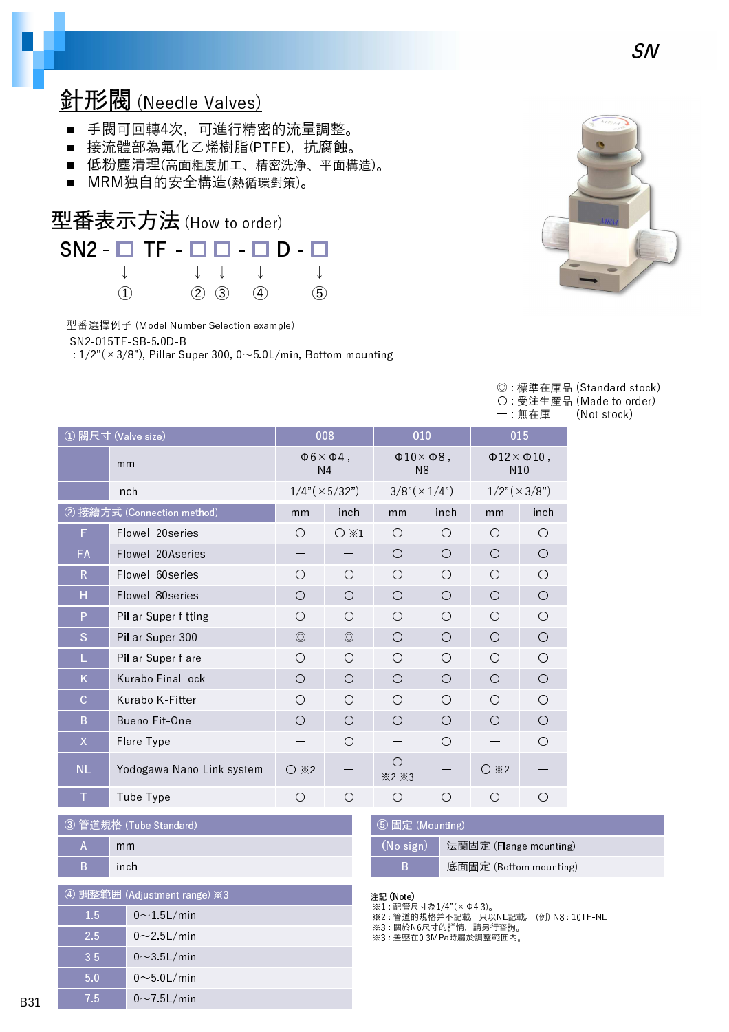# 針形閥 (Needle Valves)

- 手閥可回轉4次，可進行精密的流量調整。
- 接流體部為氟化乙烯樹脂(PTFE)，抗腐蝕。
- 低粉塵清理(高面粗度加工、精密洗淨、平面構造)。
- MRM独自的安全構造(熱循環對策)。

## 型番表示方法 (How to order)

SN2 - □ TF - □ □ - □ D - □

① ② ③ ④ ⑤

型番選擇例子 (Model Number Selection example)

SN2-015TF-SB-5.0D-B

: 1/2”(×3/8”), Pillar Super 300, 0～5.0L/min, Bottom mounting

◎ : 標準在庫品 (Standard stock)
○ : 受注生産品 (Made to order)
― : 無在庫 (Not stock)

| ① 閥尺寸 (Valve size) | | 008 | | 010 | | 015 | |
|---|---|---|---|---|---|---|---|
| | mm | Φ6×Φ4 , N4 | | Φ10×Φ8 , N8 | | Φ12×Φ10 , N10 | |
| | Inch | 1/4”(×5/32”) | | 3/8”(×1/4”) | | 1/2”(×3/8”) | |
| ② 接續方式 (Connection method) | | mm | inch | mm | inch | mm | inch |
| F | Flowell 20series | ○ | ○ ※1 | ○ | ○ | ○ | ○ |
| FA | Flowell 20Aseries | ― | ― | ○ | ○ | ○ | ○ |
| R | Flowell 60series | ○ | ○ | ○ | ○ | ○ | ○ |
| H | Flowell 80series | ○ | ○ | ○ | ○ | ○ | ○ |
| P | Pillar Super fitting | ○ | ○ | ○ | ○ | ○ | ○ |
| S | Pillar Super 300 | ◎ | ◎ | ○ | ○ | ○ | ○ |
| L | Pillar Super flare | ○ | ○ | ○ | ○ | ○ | ○ |
| K | Kurabo Final lock | ○ | ○ | ○ | ○ | ○ | ○ |
| C | Kurabo K-Fitter | ○ | ○ | ○ | ○ | ○ | ○ |
| B | Bueno Fit-One | ○ | ○ | ○ | ○ | ○ | ○ |
| X | Flare Type | ― | ○ | ― | ○ | ― | ○ |
| NL | Yodogawa Nano Link system | ○ ※2 | ― | ○ ※2 ※3 | ― | ○ ※2 | ― |
| T | Tube Type | ○ | ○ | ○ | ○ | ○ | ○ |

| ③ 管道規格 (Tube Standard) | |
|---|---|
| A | mm |
| B | inch |

| ④ 調整範囲 (Adjustment range) ※3 | |
|---|---|
| 1.5 | 0～1.5L/min |
| 2.5 | 0～2.5L/min |
| 3.5 | 0～3.5L/min |
| 5.0 | 0～5.0L/min |
| 7.5 | 0～7.5L/min |

| ⑤ 固定 (Mounting) | |
|---|---|
| (No sign) | 法蘭固定 (Flange mounting) |
| B | 底面固定 (Bottom mounting) |

注記 (Note)
※1 : 配管尺寸為1/4”(×Φ4.3)。
※2 : 管道的規格并不記載　只以NL記載。 (例) N8 : 10TF-NL
※3 : 關於N6尺寸的詳情，請另行咨詢。
※3 : 差壓在0.3MPa時屬於調整範囲內。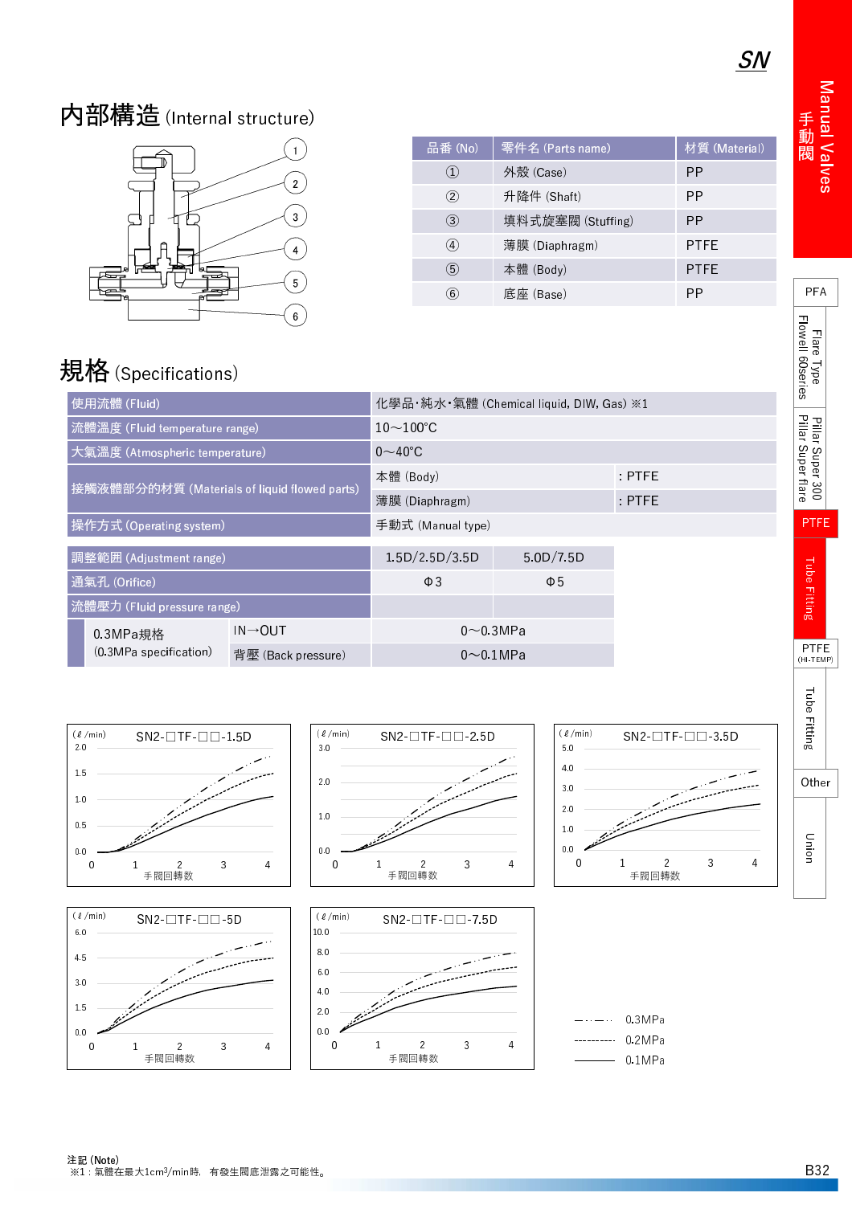## 內部構造 (Internal structure)

| 品番 (No) | 零件名 (Parts name) | 材質 (Material) |
|---|---|---|
| ① | 外殼 (Case) | PP |
| ② | 升降件 (Shaft) | PP |
| ③ | 填料式旋塞閥 (Stuffing) | PP |
| ④ | 薄膜 (Diaphragm) | PTFE |
| ⑤ | 本體 (Body) | PTFE |
| ⑥ | 底座 (Base) | PP |

## 規格 (Specifications)

| | | |
|---|---|---|
| 使用流體 (Fluid) | 化學品·純水·氣體 (Chemical liquid, DIW, Gas) ※1 | |
| 流體溫度 (Fluid temperature range) | 10～100°C | |
| 大氣溫度 (Atmospheric temperature) | 0～40°C | |
| 接觸液體部分的材質 (Materials of liquid flowed parts) | 本體 (Body) | : PTFE |
| | 薄膜 (Diaphragm) | : PTFE |
| 操作方式 (Operating system) | 手動式 (Manual type) | |

| 調整範囲 (Adjustment range) | | 1.5D/2.5D/3.5D | 5.0D/7.5D |
|---|---|---|---|
| 通氣孔 (Orifice) | | Φ3 | Φ5 |
| 流體壓力 (Fluid pressure range) | | | |
| 0.3MPa規格 (0.3MPa specification) | IN→OUT | 0～0.3MPa | |
| | 背壓 (Back pressure) | 0～0.1MPa | |

SN2-□TF-□□-1.5D (ℓ/min) — 手閥回轉数

SN2-□TF-□□-2.5D (ℓ/min) — 手閥回轉数

SN2-□TF-□□-3.5D (ℓ/min) — 手閥回轉数

SN2-□TF-□□-5D (ℓ/min) — 手閥回轉数

SN2-□TF-□□-7.5D (ℓ/min) — 手閥回轉数

-·-·- 0.3MPa
------- 0.2MPa
——— 0.1MPa

注記 (Note)
※1：氣體在最大1cm³/min時，有發生閥底泄露之可能性。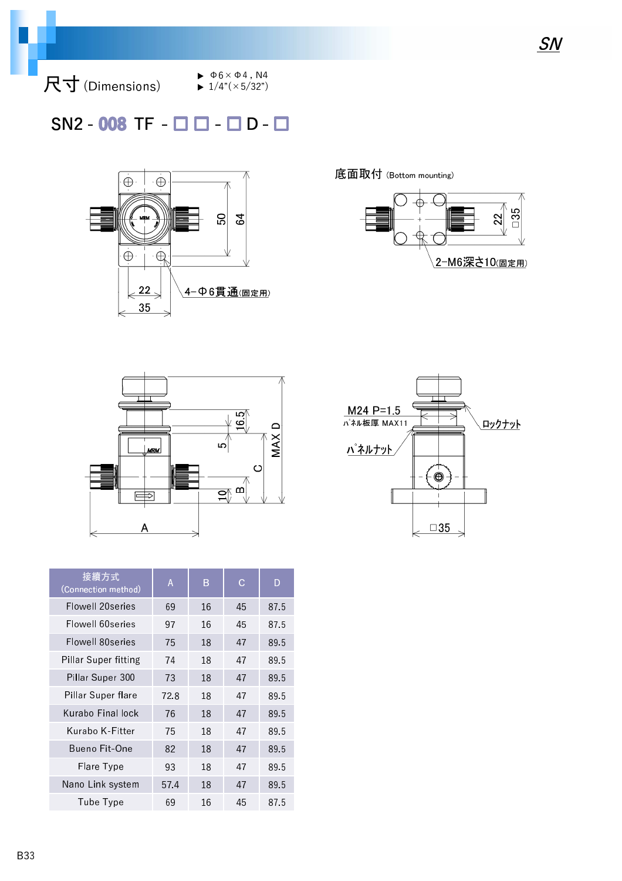# 尺寸 (Dimensions)

- Φ6×Φ4 , N4
- 1/4"(×5/32")

## SN2 - 008 TF - □□ - □ D - □

底面取付 (Bottom mounting)

4−Φ6貫通(固定用)

2−M6深さ10(固定用)

M24 P=1.5

ﾊﾟﾈﾙ板厚 MAX11

ロックナット

ﾊﾟﾈﾙナット

| 接續方式 (Connection method) | A | B | C | D |
|---|---|---|---|---|
| Flowell 20series | 69 | 16 | 45 | 87.5 |
| Flowell 60series | 97 | 16 | 45 | 87.5 |
| Flowell 80series | 75 | 18 | 47 | 89.5 |
| Pillar Super fitting | 74 | 18 | 47 | 89.5 |
| Pillar Super 300 | 73 | 18 | 47 | 89.5 |
| Pillar Super flare | 72.8 | 18 | 47 | 89.5 |
| Kurabo Final lock | 76 | 18 | 47 | 89.5 |
| Kurabo K-Fitter | 75 | 18 | 47 | 89.5 |
| Bueno Fit-One | 82 | 18 | 47 | 89.5 |
| Flare Type | 93 | 18 | 47 | 89.5 |
| Nano Link system | 57.4 | 18 | 47 | 89.5 |
| Tube Type | 69 | 16 | 45 | 87.5 |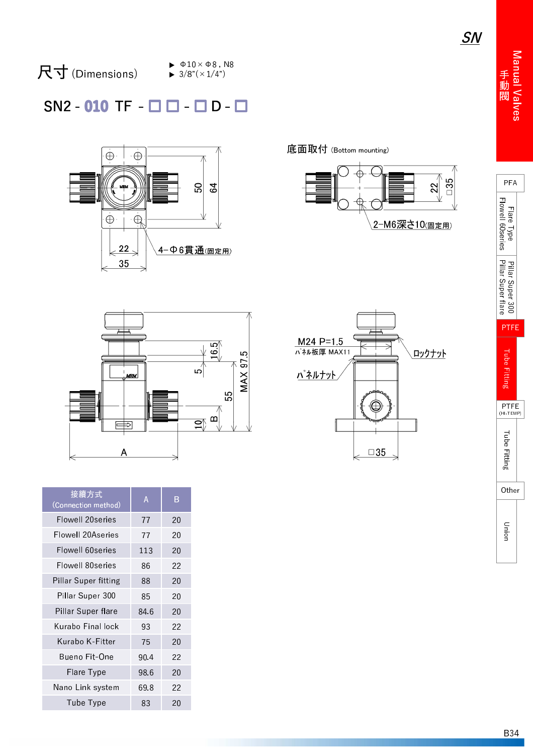# 尺寸 (Dimensions)

▶ Φ10×Φ8，N8
▶ 3/8"(×1/4")

## SN2 - 010 TF - □□ - □ D - □

4-Φ6貫通(固定用)

底面取付 (Bottom mounting)

2-M6深さ10(固定用)

M24 P=1.5

パネル板厚 MAX11

パネルナット

ロックナット

| 接續方式 (Connection method) | A | B |
|---|---|---|
| Flowell 20series | 77 | 20 |
| Flowell 20Aseries | 77 | 20 |
| Flowell 60series | 113 | 20 |
| Flowell 80series | 86 | 22 |
| Pillar Super fitting | 88 | 20 |
| Pillar Super 300 | 85 | 20 |
| Pillar Super flare | 84.6 | 20 |
| Kurabo Final lock | 93 | 22 |
| Kurabo K-Fitter | 75 | 20 |
| Bueno Fit-One | 90.4 | 22 |
| Flare Type | 98.6 | 20 |
| Nano Link system | 69.8 | 22 |
| Tube Type | 83 | 20 |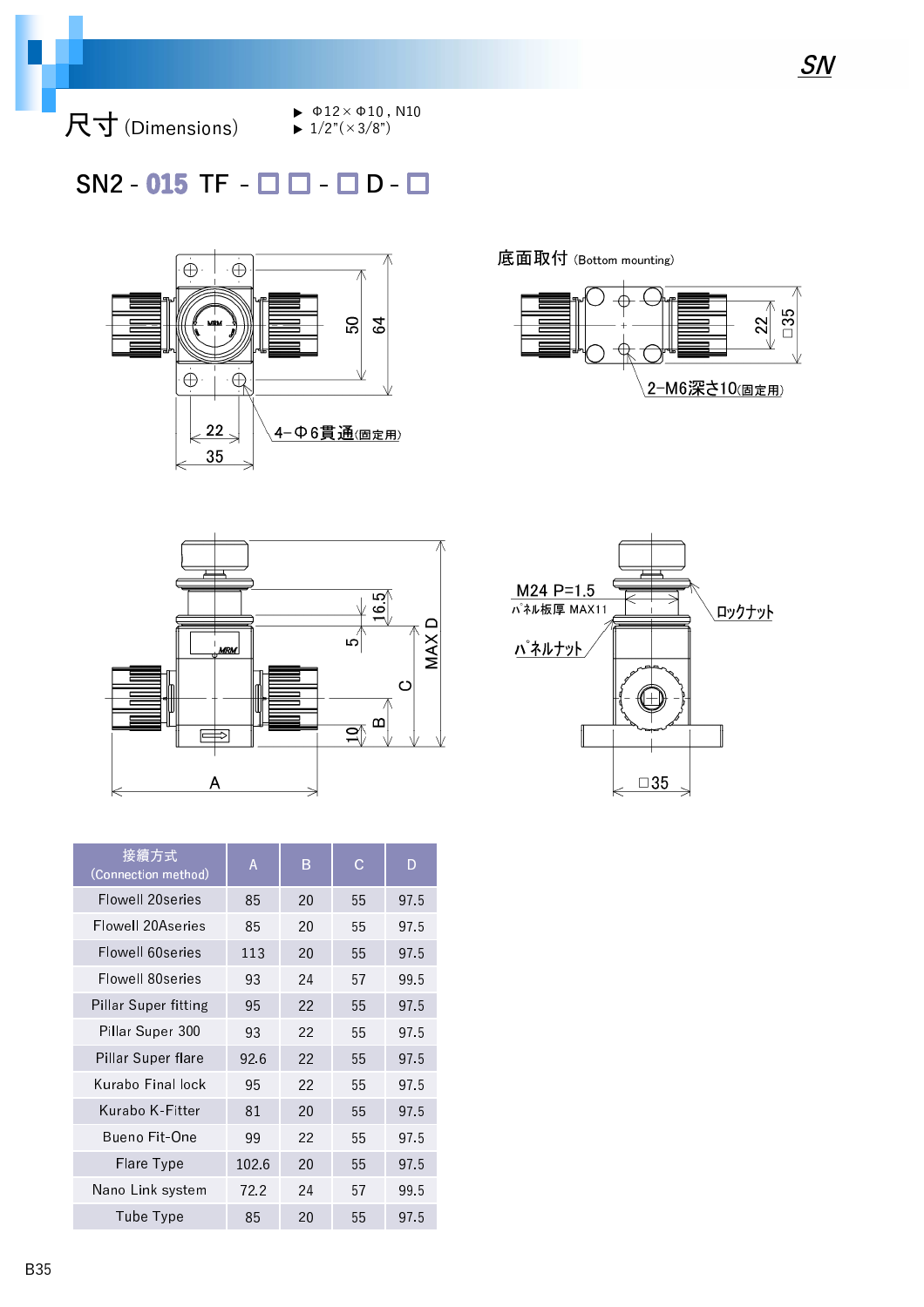# 尺寸 (Dimensions)

- Φ12×Φ10 , N10
- 1/2"(×3/8")

## SN2 - 015 TF - □□ - □ D - □

4−Φ6貫通(固定用)

底面取付 (Bottom mounting)

2−M6深さ10(固定用)

M24 P=1.5

パネル板厚 MAX11

パネルナット

ロックナット

| 接續方式 (Connection method) | A | B | C | D |
|---|---|---|---|---|
| Flowell 20series | 85 | 20 | 55 | 97.5 |
| Flowell 20Aseries | 85 | 20 | 55 | 97.5 |
| Flowell 60series | 113 | 20 | 55 | 97.5 |
| Flowell 80series | 93 | 24 | 57 | 99.5 |
| Pillar Super fitting | 95 | 22 | 55 | 97.5 |
| Pillar Super 300 | 93 | 22 | 55 | 97.5 |
| Pillar Super flare | 92.6 | 22 | 55 | 97.5 |
| Kurabo Final lock | 95 | 22 | 55 | 97.5 |
| Kurabo K-Fitter | 81 | 20 | 55 | 97.5 |
| Bueno Fit-One | 99 | 22 | 55 | 97.5 |
| Flare Type | 102.6 | 20 | 55 | 97.5 |
| Nano Link system | 72.2 | 24 | 57 | 99.5 |
| Tube Type | 85 | 20 | 55 | 97.5 |